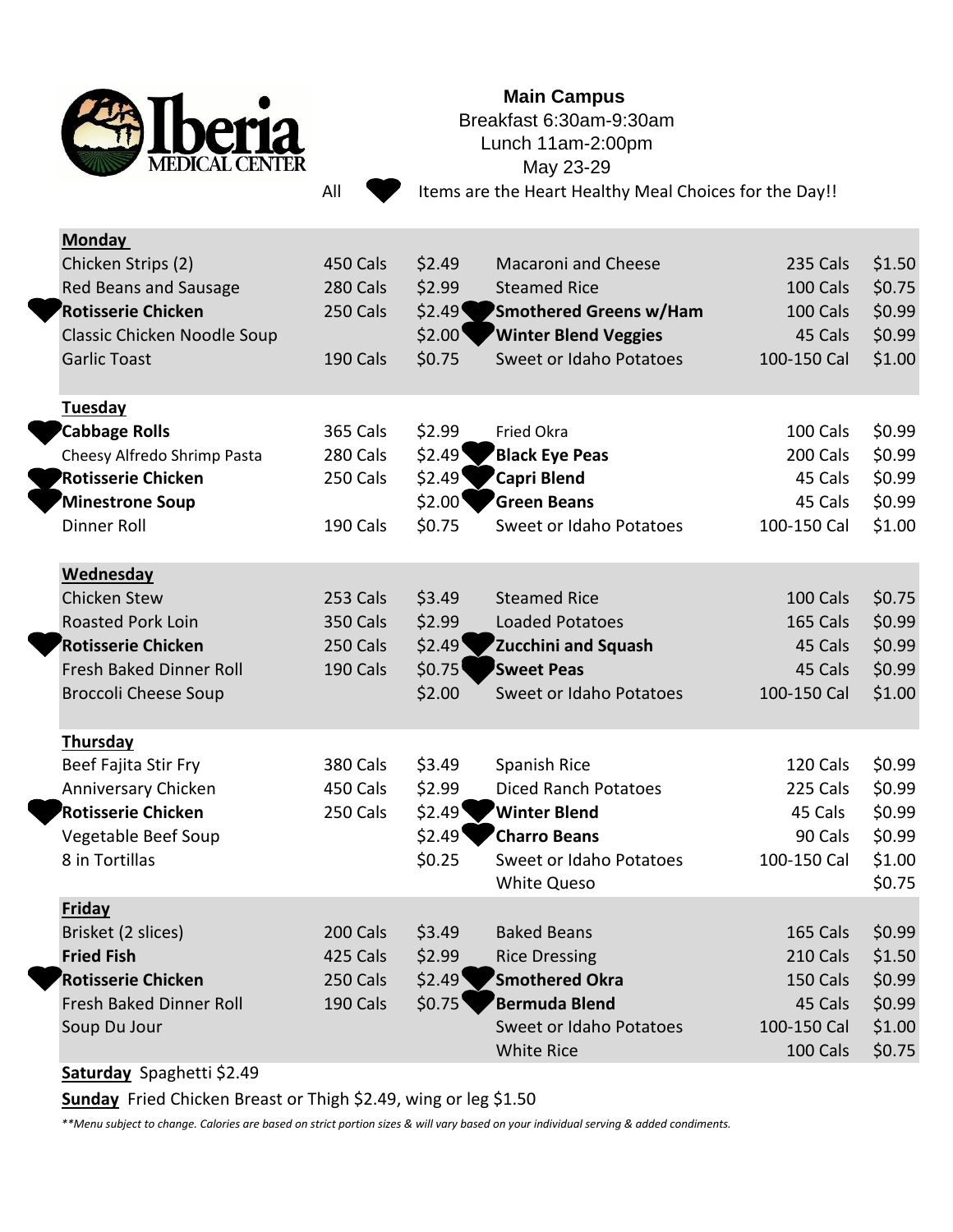**Iberia MEDICAL CENTER**

**Main Campus**
Breakfast 6:30am-9:30am
Lunch 11am-2:00pm
May 23-29

All ♥ Items are the Heart Healthy Meal Choices for the Day!!

| Item | Calories | Price | Side | Calories | Price |
|---|---|---|---|---|---|
| **Monday** | | | | | |
| Chicken Strips (2) | 450 Cals | $2.49 | Macaroni and Cheese | 235 Cals | $1.50 |
| Red Beans and Sausage | 280 Cals | $2.99 | Steamed Rice | 100 Cals | $0.75 |
| ♥ **Rotisserie Chicken** | 250 Cals | $2.49 | ♥ **Smothered Greens w/Ham** | 100 Cals | $0.99 |
| Classic Chicken Noodle Soup | | $2.00 | ♥ **Winter Blend Veggies** | 45 Cals | $0.99 |
| Garlic Toast | 190 Cals | $0.75 | Sweet or Idaho Potatoes | 100-150 Cal | $1.00 |
| **Tuesday** | | | | | |
| ♥ **Cabbage Rolls** | 365 Cals | $2.99 | Fried Okra | 100 Cals | $0.99 |
| Cheesy Alfredo Shrimp Pasta | 280 Cals | $2.49 | ♥ **Black Eye Peas** | 200 Cals | $0.99 |
| ♥ **Rotisserie Chicken** | 250 Cals | $2.49 | ♥ **Capri Blend** | 45 Cals | $0.99 |
| ♥ **Minestrone Soup** | | $2.00 | ♥ **Green Beans** | 45 Cals | $0.99 |
| Dinner Roll | 190 Cals | $0.75 | Sweet or Idaho Potatoes | 100-150 Cal | $1.00 |
| **Wednesday** | | | | | |
| Chicken Stew | 253 Cals | $3.49 | Steamed Rice | 100 Cals | $0.75 |
| Roasted Pork Loin | 350 Cals | $2.99 | Loaded Potatoes | 165 Cals | $0.99 |
| ♥ **Rotisserie Chicken** | 250 Cals | $2.49 | ♥ **Zucchini and Squash** | 45 Cals | $0.99 |
| Fresh Baked Dinner Roll | 190 Cals | $0.75 | ♥ **Sweet Peas** | 45 Cals | $0.99 |
| Broccoli Cheese Soup | | $2.00 | Sweet or Idaho Potatoes | 100-150 Cal | $1.00 |
| **Thursday** | | | | | |
| Beef Fajita Stir Fry | 380 Cals | $3.49 | Spanish Rice | 120 Cals | $0.99 |
| Anniversary Chicken | 450 Cals | $2.99 | Diced Ranch Potatoes | 225 Cals | $0.99 |
| ♥ **Rotisserie Chicken** | 250 Cals | $2.49 | ♥ **Winter Blend** | 45 Cals | $0.99 |
| Vegetable Beef Soup | | $2.49 | ♥ **Charro Beans** | 90 Cals | $0.99 |
| 8 in Tortillas | | $0.25 | Sweet or Idaho Potatoes | 100-150 Cal | $1.00 |
| | | | White Queso | | $0.75 |
| **Friday** | | | | | |
| Brisket (2 slices) | 200 Cals | $3.49 | Baked Beans | 165 Cals | $0.99 |
| **Fried Fish** | 425 Cals | $2.99 | Rice Dressing | 210 Cals | $1.50 |
| ♥ **Rotisserie Chicken** | 250 Cals | $2.49 | ♥ **Smothered Okra** | 150 Cals | $0.99 |
| Fresh Baked Dinner Roll | 190 Cals | $0.75 | ♥ **Bermuda Blend** | 45 Cals | $0.99 |
| Soup Du Jour | | | Sweet or Idaho Potatoes | 100-150 Cal | $1.00 |
| | | | White Rice | 100 Cals | $0.75 |

**Saturday** Spaghetti $2.49

**Sunday** Fried Chicken Breast or Thigh $2.49, wing or leg $1.50

*\*\*Menu subject to change. Calories are based on strict portion sizes & will vary based on your individual serving & added condiments.*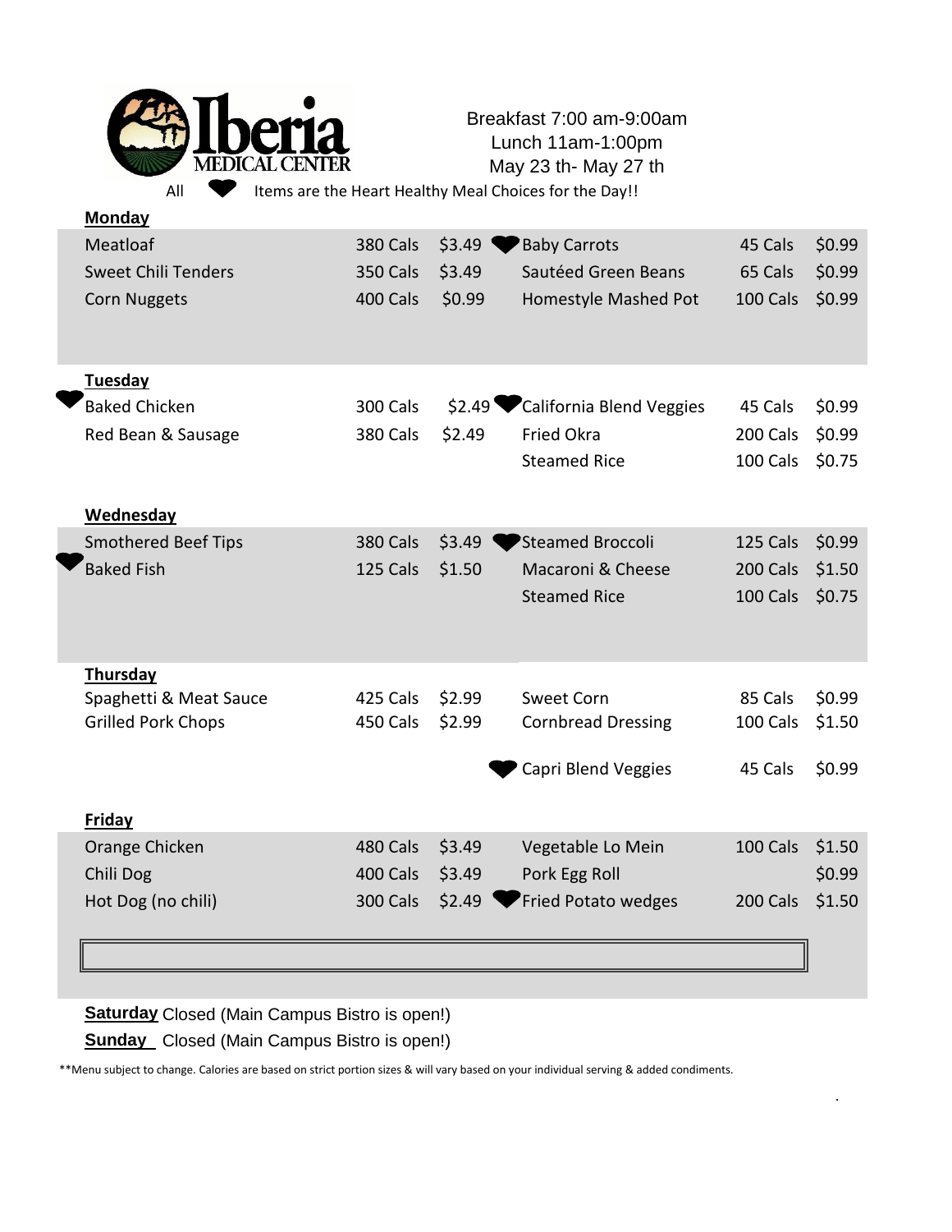Iberia MEDICAL CENTER

Breakfast 7:00 am-9:00am
Lunch 11am-1:00pm
May 23 th- May 27 th

All ❤ Items are the Heart Healthy Meal Choices for the Day!!

**Monday**

| | | | | | |
|---|---|---|---|---|---|
| Meatloaf | 380 Cals | $3.49 | ❤ Baby Carrots | 45 Cals | $0.99 |
| Sweet Chili Tenders | 350 Cals | $3.49 | Sautéed Green Beans | 65 Cals | $0.99 |
| Corn Nuggets | 400 Cals | $0.99 | Homestyle Mashed Pot | 100 Cals | $0.99 |

**Tuesday**

| | | | | | |
|---|---|---|---|---|---|
| ❤ Baked Chicken | 300 Cals | $2.49 | ❤ California Blend Veggies | 45 Cals | $0.99 |
| Red Bean & Sausage | 380 Cals | $2.49 | Fried Okra | 200 Cals | $0.99 |
| | | | Steamed Rice | 100 Cals | $0.75 |

**Wednesday**

| | | | | | |
|---|---|---|---|---|---|
| Smothered Beef Tips | 380 Cals | $3.49 | ❤ Steamed Broccoli | 125 Cals | $0.99 |
| ❤ Baked Fish | 125 Cals | $1.50 | Macaroni & Cheese | 200 Cals | $1.50 |
| | | | Steamed Rice | 100 Cals | $0.75 |

**Thursday**

| | | | | | |
|---|---|---|---|---|---|
| Spaghetti & Meat Sauce | 425 Cals | $2.99 | Sweet Corn | 85 Cals | $0.99 |
| Grilled Pork Chops | 450 Cals | $2.99 | Cornbread Dressing | 100 Cals | $1.50 |
| | | | ❤ Capri Blend Veggies | 45 Cals | $0.99 |

**Friday**

| | | | | | |
|---|---|---|---|---|---|
| Orange Chicken | 480 Cals | $3.49 | Vegetable Lo Mein | 100 Cals | $1.50 |
| Chili Dog | 400 Cals | $3.49 | Pork Egg Roll | | $0.99 |
| Hot Dog (no chili) | 300 Cals | $2.49 | ❤ Fried Potato wedges | 200 Cals | $1.50 |

**Saturday** Closed (Main Campus Bistro is open!)

**Sunday** Closed (Main Campus Bistro is open!)

**Menu subject to change. Calories are based on strict portion sizes & will vary based on your individual serving & added condiments.